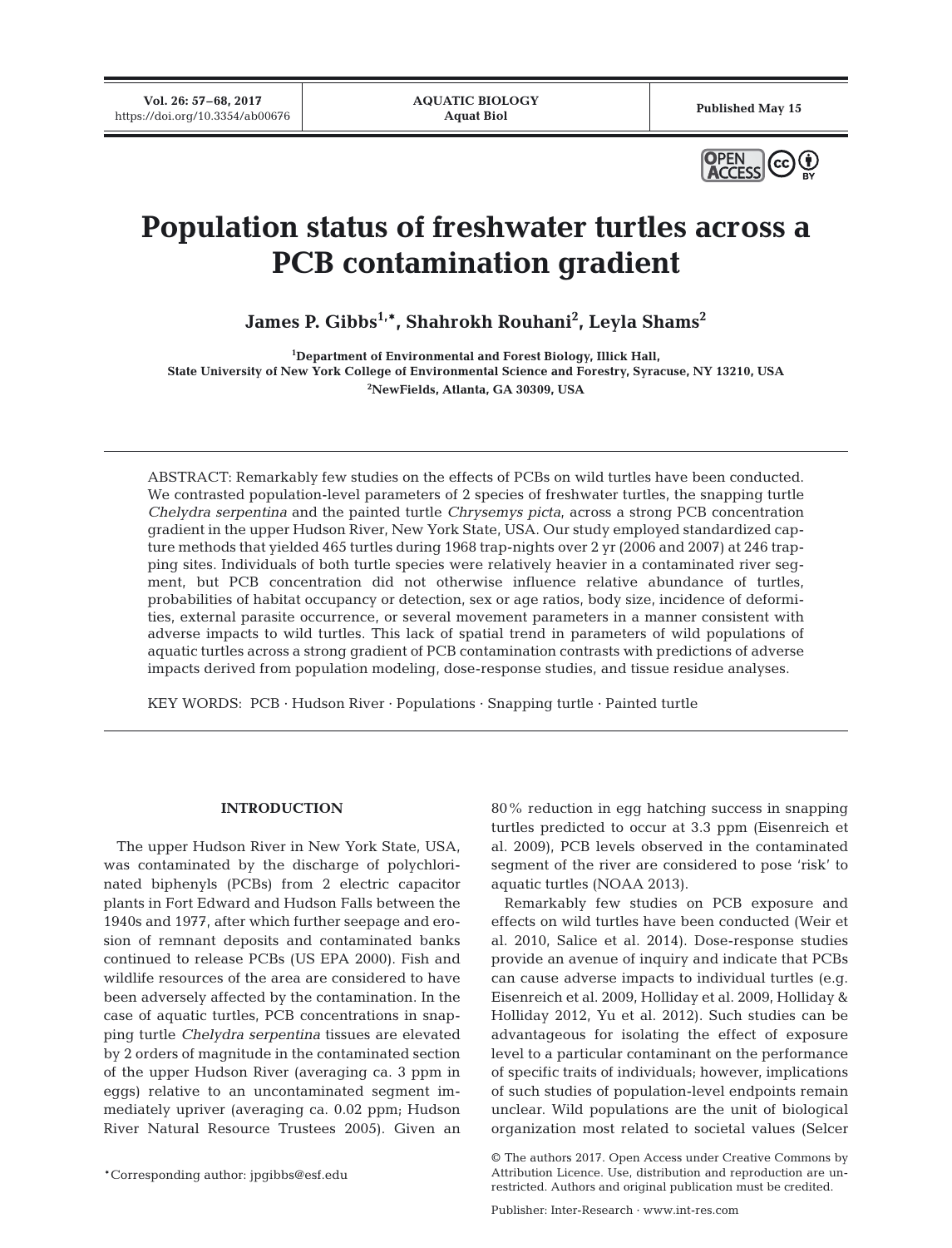# Population status of freshwater turtles across a PCB contamination gradient

**James P. Gibbs[1,*], Shahrokh Rouhani[2], Leyla Shams[2]**

[1]Department of Environmental and Forest Biology, Illick Hall, State University of New York College of Environmental Science and Forestry, Syracuse, NY 13210, USA

[2]NewFields, Atlanta, GA 30309, USA

ABSTRACT: Remarkably few studies on the effects of PCBs on wild turtles have been conducted. We contrasted population-level parameters of 2 species of freshwater turtles, the snapping turtle *Chelydra serpentina* and the painted turtle *Chrysemys picta*, across a strong PCB concentration gradient in the upper Hudson River, New York State, USA. Our study employed standardized capture methods that yielded 465 turtles during 1968 trap-nights over 2 yr (2006 and 2007) at 246 trapping sites. Individuals of both turtle species were relatively heavier in a contaminated river segment, but PCB concentration did not otherwise influence relative abundance of turtles, probabilities of habitat occupancy or detection, sex or age ratios, body size, incidence of deformities, external parasite occurrence, or several movement parameters in a manner consistent with adverse impacts to wild turtles. This lack of spatial trend in parameters of wild populations of aquatic turtles across a strong gradient of PCB contamination contrasts with predictions of adverse impacts derived from population modeling, dose-response studies, and tissue residue analyses.

KEY WORDS: PCB · Hudson River · Populations · Snapping turtle · Painted turtle

## INTRODUCTION

The upper Hudson River in New York State, USA, was contaminated by the discharge of polychlorinated biphenyls (PCBs) from 2 electric capacitor plants in Fort Edward and Hudson Falls between the 1940s and 1977, after which further seepage and erosion of remnant deposits and contaminated banks continued to release PCBs (US EPA 2000). Fish and wildlife resources of the area are considered to have been adversely affected by the contamination. In the case of aquatic turtles, PCB concentrations in snapping turtle *Chelydra serpentina* tissues are elevated by 2 orders of magnitude in the contaminated section of the upper Hudson River (averaging ca. 3 ppm in eggs) relative to an uncontaminated segment immediately upriver (averaging ca. 0.02 ppm; Hudson River Natural Resource Trustees 2005). Given an 80% reduction in egg hatching success in snapping turtles predicted to occur at 3.3 ppm (Eisenreich et al. 2009), PCB levels observed in the contaminated segment of the river are considered to pose 'risk' to aquatic turtles (NOAA 2013).

Remarkably few studies on PCB exposure and effects on wild turtles have been conducted (Weir et al. 2010, Salice et al. 2014). Dose-response studies provide an avenue of inquiry and indicate that PCBs can cause adverse impacts to individual turtles (e.g. Eisenreich et al. 2009, Holliday et al. 2009, Holliday & Holliday 2012, Yu et al. 2012). Such studies can be advantageous for isolating the effect of exposure level to a particular contaminant on the performance of specific traits of individuals; however, implications of such studies of population-level endpoints remain unclear. Wild populations are the unit of biological organization most related to societal values (Selcer

*Corresponding author: jpgibbs@esf.edu

© The authors 2017. Open Access under Creative Commons by Attribution Licence. Use, distribution and reproduction are unrestricted. Authors and original publication must be credited.

Publisher: Inter-Research · www.int-res.com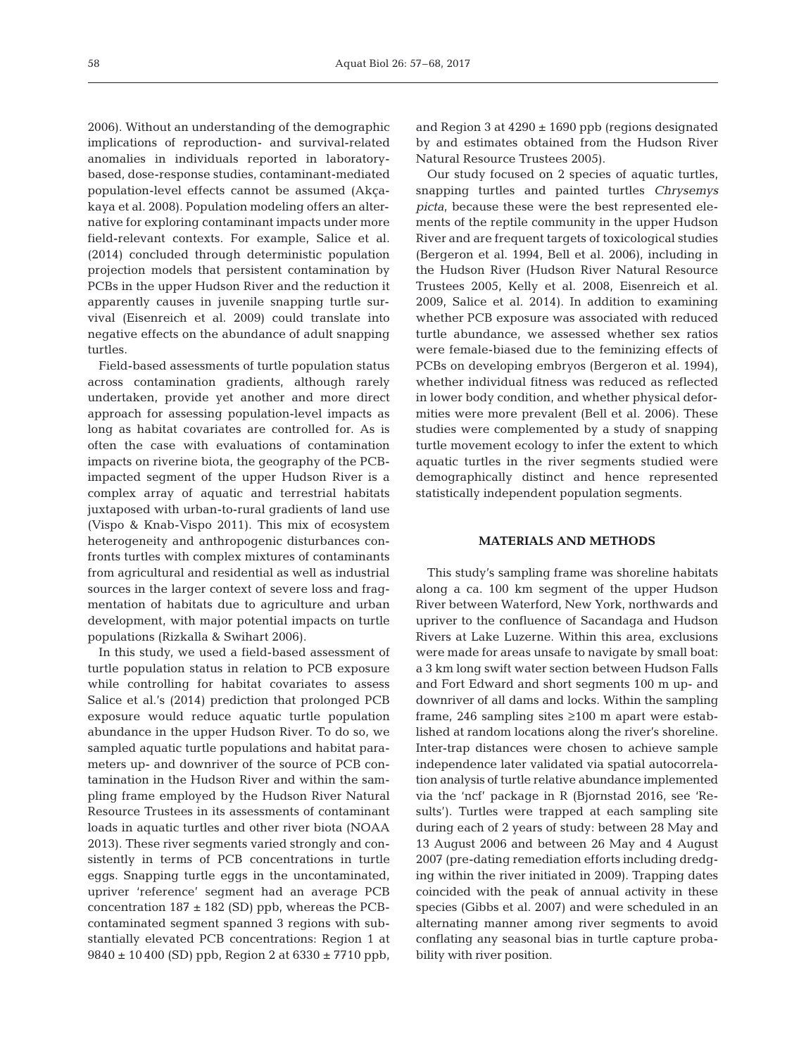2006). Without an understanding of the demographic implications of reproduction- and survival-related anomalies in individuals reported in laboratory-based, dose-response studies, contaminant-mediated population-level effects cannot be assumed (Akçakaya et al. 2008). Population modeling offers an alternative for exploring contaminant impacts under more field-relevant contexts. For example, Salice et al. (2014) concluded through deterministic population projection models that persistent contamination by PCBs in the upper Hudson River and the reduction it apparently causes in juvenile snapping turtle survival (Eisenreich et al. 2009) could translate into negative effects on the abundance of adult snapping turtles.

Field-based assessments of turtle population status across contamination gradients, although rarely undertaken, provide yet another and more direct approach for assessing population-level impacts as long as habitat covariates are controlled for. As is often the case with evaluations of contamination impacts on riverine biota, the geography of the PCB-impacted segment of the upper Hudson River is a complex array of aquatic and terrestrial habitats juxtaposed with urban-to-rural gradients of land use (Vispo & Knab-Vispo 2011). This mix of ecosystem heterogeneity and anthropogenic disturbances confronts turtles with complex mixtures of contaminants from agricultural and residential as well as industrial sources in the larger context of severe loss and fragmentation of habitats due to agriculture and urban development, with major potential impacts on turtle populations (Rizkalla & Swihart 2006).

In this study, we used a field-based assessment of turtle population status in relation to PCB exposure while controlling for habitat covariates to assess Salice et al.'s (2014) prediction that prolonged PCB exposure would reduce aquatic turtle population abundance in the upper Hudson River. To do so, we sampled aquatic turtle populations and habitat parameters up- and downriver of the source of PCB contamination in the Hudson River and within the sampling frame employed by the Hudson River Natural Resource Trustees in its assessments of contaminant loads in aquatic turtles and other river biota (NOAA 2013). These river segments varied strongly and consistently in terms of PCB concentrations in turtle eggs. Snapping turtle eggs in the uncontaminated, upriver 'reference' segment had an average PCB concentration 187 ± 182 (SD) ppb, whereas the PCB-contaminated segment spanned 3 regions with substantially elevated PCB concentrations: Region 1 at 9840 ± 10 400 (SD) ppb, Region 2 at 6330 ± 7710 ppb, and Region 3 at 4290 ± 1690 ppb (regions designated by and estimates obtained from the Hudson River Natural Resource Trustees 2005).

Our study focused on 2 species of aquatic turtles, snapping turtles and painted turtles *Chrysemys picta*, because these were the best represented elements of the reptile community in the upper Hudson River and are frequent targets of toxicological studies (Bergeron et al. 1994, Bell et al. 2006), including in the Hudson River (Hudson River Natural Resource Trustees 2005, Kelly et al. 2008, Eisenreich et al. 2009, Salice et al. 2014). In addition to examining whether PCB exposure was associated with reduced turtle abundance, we assessed whether sex ratios were female-biased due to the feminizing effects of PCBs on developing embryos (Bergeron et al. 1994), whether individual fitness was reduced as reflected in lower body condition, and whether physical deformities were more prevalent (Bell et al. 2006). These studies were complemented by a study of snapping turtle movement ecology to infer the extent to which aquatic turtles in the river segments studied were demographically distinct and hence represented statistically independent population segments.

## MATERIALS AND METHODS

This study's sampling frame was shoreline habitats along a ca. 100 km segment of the upper Hudson River between Waterford, New York, northwards and upriver to the confluence of Sacandaga and Hudson Rivers at Lake Luzerne. Within this area, exclusions were made for areas unsafe to navigate by small boat: a 3 km long swift water section between Hudson Falls and Fort Edward and short segments 100 m up- and downriver of all dams and locks. Within the sampling frame, 246 sampling sites ≥100 m apart were established at random locations along the river's shoreline. Inter-trap distances were chosen to achieve sample independence later validated via spatial autocorrelation analysis of turtle relative abundance implemented via the 'ncf' package in R (Bjornstad 2016, see 'Results'). Turtles were trapped at each sampling site during each of 2 years of study: between 28 May and 13 August 2006 and between 26 May and 4 August 2007 (pre-dating remediation efforts including dredging within the river initiated in 2009). Trapping dates coincided with the peak of annual activity in these species (Gibbs et al. 2007) and were scheduled in an alternating manner among river segments to avoid conflating any seasonal bias in turtle capture probability with river position.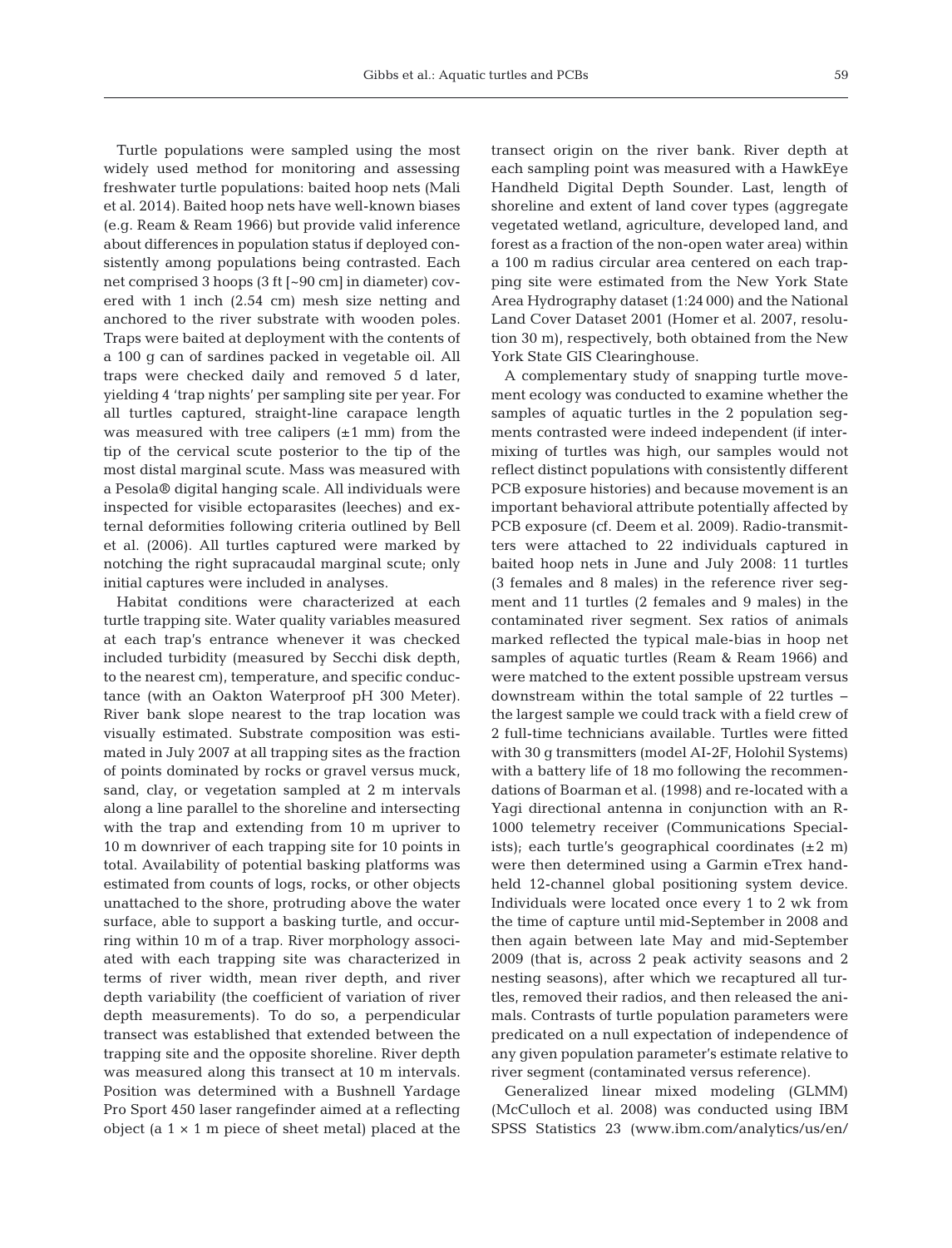Turtle populations were sampled using the most widely used method for monitoring and assessing freshwater turtle populations: baited hoop nets (Mali et al. 2014). Baited hoop nets have well-known biases (e.g. Ream & Ream 1966) but provide valid inference about differences in population status if deployed consistently among populations being contrasted. Each net comprised 3 hoops (3 ft [~90 cm] in diameter) covered with 1 inch (2.54 cm) mesh size netting and anchored to the river substrate with wooden poles. Traps were baited at deployment with the contents of a 100 g can of sardines packed in vegetable oil. All traps were checked daily and removed 5 d later, yielding 4 'trap nights' per sampling site per year. For all turtles captured, straight-line carapace length was measured with tree calipers (±1 mm) from the tip of the cervical scute posterior to the tip of the most distal marginal scute. Mass was measured with a Pesola® digital hanging scale. All individuals were inspected for visible ectoparasites (leeches) and external deformities following criteria outlined by Bell et al. (2006). All turtles captured were marked by notching the right supracaudal marginal scute; only initial captures were included in analyses.

Habitat conditions were characterized at each turtle trapping site. Water quality variables measured at each trap's entrance whenever it was checked included turbidity (measured by Secchi disk depth, to the nearest cm), temperature, and specific conductance (with an Oakton Waterproof pH 300 Meter). River bank slope nearest to the trap location was visually estimated. Substrate composition was estimated in July 2007 at all trapping sites as the fraction of points dominated by rocks or gravel versus muck, sand, clay, or vegetation sampled at 2 m intervals along a line parallel to the shoreline and intersecting with the trap and extending from 10 m upriver to 10 m downriver of each trapping site for 10 points in total. Availability of potential basking platforms was estimated from counts of logs, rocks, or other objects unattached to the shore, protruding above the water surface, able to support a basking turtle, and occurring within 10 m of a trap. River morphology associated with each trapping site was characterized in terms of river width, mean river depth, and river depth variability (the coefficient of variation of river depth measurements). To do so, a perpendicular transect was established that extended between the trapping site and the opposite shoreline. River depth was measured along this transect at 10 m intervals. Position was determined with a Bushnell Yardage Pro Sport 450 laser rangefinder aimed at a reflecting object (a 1 × 1 m piece of sheet metal) placed at the transect origin on the river bank. River depth at each sampling point was measured with a HawkEye Handheld Digital Depth Sounder. Last, length of shoreline and extent of land cover types (aggregate vegetated wetland, agriculture, developed land, and forest as a fraction of the non-open water area) within a 100 m radius circular area centered on each trapping site were estimated from the New York State Area Hydrography dataset (1:24 000) and the National Land Cover Dataset 2001 (Homer et al. 2007, resolution 30 m), respectively, both obtained from the New York State GIS Clearinghouse.

A complementary study of snapping turtle movement ecology was conducted to examine whether the samples of aquatic turtles in the 2 population segments contrasted were indeed independent (if intermixing of turtles was high, our samples would not reflect distinct populations with consistently different PCB exposure histories) and because movement is an important behavioral attribute potentially affected by PCB exposure (cf. Deem et al. 2009). Radio-transmitters were attached to 22 individuals captured in baited hoop nets in June and July 2008: 11 turtles (3 females and 8 males) in the reference river segment and 11 turtles (2 females and 9 males) in the contaminated river segment. Sex ratios of animals marked reflected the typical male-bias in hoop net samples of aquatic turtles (Ream & Ream 1966) and were matched to the extent possible upstream versus downstream within the total sample of 22 turtles – the largest sample we could track with a field crew of 2 full-time technicians available. Turtles were fitted with 30 g transmitters (model AI-2F, Holohil Systems) with a battery life of 18 mo following the recommendations of Boarman et al. (1998) and re-located with a Yagi directional antenna in conjunction with an R-1000 telemetry receiver (Communications Specialists); each turtle's geographical coordinates (±2 m) were then determined using a Garmin eTrex handheld 12-channel global positioning system device. Individuals were located once every 1 to 2 wk from the time of capture until mid-September in 2008 and then again between late May and mid-September 2009 (that is, across 2 peak activity seasons and 2 nesting seasons), after which we recaptured all turtles, removed their radios, and then released the animals. Contrasts of turtle population parameters were predicated on a null expectation of independence of any given population parameter's estimate relative to river segment (contaminated versus reference).

Generalized linear mixed modeling (GLMM) (McCulloch et al. 2008) was conducted using IBM SPSS Statistics 23 (www.ibm.com/analytics/us/en/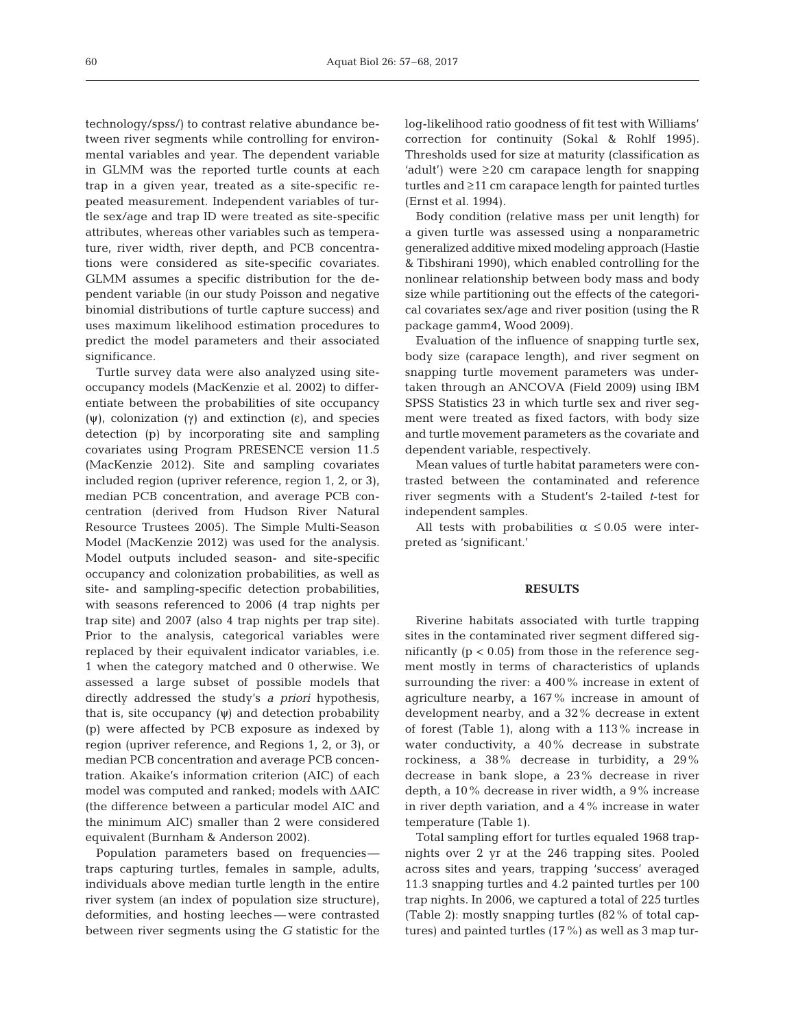technology/spss/) to contrast relative abundance between river segments while controlling for environmental variables and year. The dependent variable in GLMM was the reported turtle counts at each trap in a given year, treated as a site-specific repeated measurement. Independent variables of turtle sex/age and trap ID were treated as site-specific attributes, whereas other variables such as temperature, river width, river depth, and PCB concentrations were considered as site-specific covariates. GLMM assumes a specific distribution for the dependent variable (in our study Poisson and negative binomial distributions of turtle capture success) and uses maximum likelihood estimation procedures to predict the model parameters and their associated significance.

Turtle survey data were also analyzed using site-occupancy models (MacKenzie et al. 2002) to differentiate between the probabilities of site occupancy ($\psi$), colonization ($\gamma$) and extinction ($\varepsilon$), and species detection ($p$) by incorporating site and sampling covariates using Program PRESENCE version 11.5 (MacKenzie 2012). Site and sampling covariates included region (upriver reference, region 1, 2, or 3), median PCB concentration, and average PCB concentration (derived from Hudson River Natural Resource Trustees 2005). The Simple Multi-Season Model (MacKenzie 2012) was used for the analysis. Model outputs included season- and site-specific occupancy and colonization probabilities, as well as site- and sampling-specific detection probabilities, with seasons referenced to 2006 (4 trap nights per trap site) and 2007 (also 4 trap nights per trap site). Prior to the analysis, categorical variables were replaced by their equivalent indicator variables, i.e. 1 when the category matched and 0 otherwise. We assessed a large subset of possible models that directly addressed the study's *a priori* hypothesis, that is, site occupancy ($\psi$) and detection probability ($p$) were affected by PCB exposure as indexed by region (upriver reference, and Regions 1, 2, or 3), or median PCB concentration and average PCB concentration. Akaike's information criterion (AIC) of each model was computed and ranked; models with $\Delta$AIC (the difference between a particular model AIC and the minimum AIC) smaller than 2 were considered equivalent (Burnham & Anderson 2002).

Population parameters based on frequencies — traps capturing turtles, females in sample, adults, individuals above median turtle length in the entire river system (an index of population size structure), deformities, and hosting leeches — were contrasted between river segments using the $G$ statistic for the log-likelihood ratio goodness of fit test with Williams' correction for continuity (Sokal & Rohlf 1995). Thresholds used for size at maturity (classification as 'adult') were $\geq$20 cm carapace length for snapping turtles and $\geq$11 cm carapace length for painted turtles (Ernst et al. 1994).

Body condition (relative mass per unit length) for a given turtle was assessed using a nonparametric generalized additive mixed modeling approach (Hastie & Tibshirani 1990), which enabled controlling for the nonlinear relationship between body mass and body size while partitioning out the effects of the categorical covariates sex/age and river position (using the R package gamm4, Wood 2009).

Evaluation of the influence of snapping turtle sex, body size (carapace length), and river segment on snapping turtle movement parameters was undertaken through an ANCOVA (Field 2009) using IBM SPSS Statistics 23 in which turtle sex and river segment were treated as fixed factors, with body size and turtle movement parameters as the covariate and dependent variable, respectively.

Mean values of turtle habitat parameters were contrasted between the contaminated and reference river segments with a Student's 2-tailed $t$-test for independent samples.

All tests with probabilities $\alpha \leq 0.05$ were interpreted as 'significant.'

## RESULTS

Riverine habitats associated with turtle trapping sites in the contaminated river segment differed significantly ($p < 0.05$) from those in the reference segment mostly in terms of characteristics of uplands surrounding the river: a 400% increase in extent of agriculture nearby, a 167% increase in amount of development nearby, and a 32% decrease in extent of forest (Table 1), along with a 113% increase in water conductivity, a 40% decrease in substrate rockiness, a 38% decrease in turbidity, a 29% decrease in bank slope, a 23% decrease in river depth, a 10% decrease in river width, a 9% increase in river depth variation, and a 4% increase in water temperature (Table 1).

Total sampling effort for turtles equaled 1968 trap-nights over 2 yr at the 246 trapping sites. Pooled across sites and years, trapping 'success' averaged 11.3 snapping turtles and 4.2 painted turtles per 100 trap nights. In 2006, we captured a total of 225 turtles (Table 2): mostly snapping turtles (82% of total captures) and painted turtles (17%) as well as 3 map tur-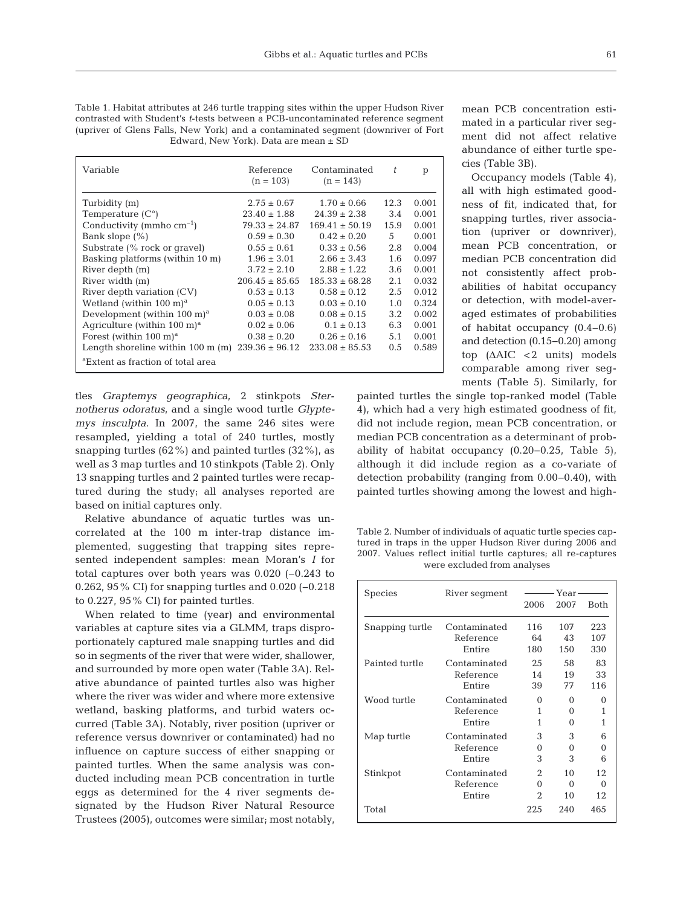Table 1. Habitat attributes at 246 turtle trapping sites within the upper Hudson River contrasted with Student's *t*-tests between a PCB-uncontaminated reference segment (upriver of Glens Falls, New York) and a contaminated segment (downriver of Fort Edward, New York). Data are mean ± SD

| Variable | Reference (n = 103) | Contaminated (n = 143) | *t* | p |
|---|---|---|---|---|
| Turbidity (m) | 2.75 ± 0.67 | 1.70 ± 0.66 | 12.3 | 0.001 |
| Temperature (C°) | 23.40 ± 1.88 | 24.39 ± 2.38 | 3.4 | 0.001 |
| Conductivity (mmho cm$^{-1}$) | 79.33 ± 24.87 | 169.41 ± 50.19 | 15.9 | 0.001 |
| Bank slope (%) | 0.59 ± 0.30 | 0.42 ± 0.20 | 5 | 0.001 |
| Substrate (% rock or gravel) | 0.55 ± 0.61 | 0.33 ± 0.56 | 2.8 | 0.004 |
| Basking platforms (within 10 m) | 1.96 ± 3.01 | 2.66 ± 3.43 | 1.6 | 0.097 |
| River depth (m) | 3.72 ± 2.10 | 2.88 ± 1.22 | 3.6 | 0.001 |
| River width (m) | 206.45 ± 85.65 | 185.33 ± 68.28 | 2.1 | 0.032 |
| River depth variation (CV) | 0.53 ± 0.13 | 0.58 ± 0.12 | 2.5 | 0.012 |
| Wetland (within 100 m)[a] | 0.05 ± 0.13 | 0.03 ± 0.10 | 1.0 | 0.324 |
| Development (within 100 m)[a] | 0.03 ± 0.08 | 0.08 ± 0.15 | 3.2 | 0.002 |
| Agriculture (within 100 m)[a] | 0.02 ± 0.06 | 0.1 ± 0.13 | 6.3 | 0.001 |
| Forest (within 100 m)[a] | 0.38 ± 0.20 | 0.26 ± 0.16 | 5.1 | 0.001 |
| Length shoreline within 100 m (m) | 239.36 ± 96.12 | 233.08 ± 85.53 | 0.5 | 0.589 |

[a]Extent as fraction of total area

tles *Graptemys geographica*, 2 stinkpots *Sternotherus odoratus*, and a single wood turtle *Glyptemys insculpta*. In 2007, the same 246 sites were resampled, yielding a total of 240 turtles, mostly snapping turtles (62%) and painted turtles (32%), as well as 3 map turtles and 10 stinkpots (Table 2). Only 13 snapping turtles and 2 painted turtles were recaptured during the study; all analyses reported are based on initial captures only.

Relative abundance of aquatic turtles was uncorrelated at the 100 m inter-trap distance implemented, suggesting that trapping sites represented independent samples: mean Moran's *I* for total captures over both years was 0.020 (–0.243 to 0.262, 95% CI) for snapping turtles and 0.020 (–0.218 to 0.227, 95% CI) for painted turtles.

When related to time (year) and environmental variables at capture sites via a GLMM, traps disproportionately captured male snapping turtles and did so in segments of the river that were wider, shallower, and surrounded by more open water (Table 3A). Relative abundance of painted turtles also was higher where the river was wider and where more extensive wetland, basking platforms, and turbid waters occurred (Table 3A). Notably, river position (upriver or reference versus downriver or contaminated) had no influence on capture success of either snapping or painted turtles. When the same analysis was conducted including mean PCB concentration in turtle eggs as determined for the 4 river segments designated by the Hudson River Natural Resource Trustees (2005), outcomes were similar; most notably, mean PCB concentration estimated in a particular river segment did not affect relative abundance of either turtle species (Table 3B).

Occupancy models (Table 4), all with high estimated goodness of fit, indicated that, for snapping turtles, river association (upriver or downriver), mean PCB concentration, or median PCB concentration did not consistently affect probabilities of habitat occupancy or detection, with model-averaged estimates of probabilities of habitat occupancy (0.4–0.6) and detection (0.15–0.20) among top ($\Delta$AIC <2 units) models comparable among river segments (Table 5). Similarly, for painted turtles the single top-ranked model (Table 4), which had a very high estimated goodness of fit, did not include region, mean PCB concentration, or median PCB concentration as a determinant of probability of habitat occupancy (0.20–0.25, Table 5), although it did include region as a co-variate of detection probability (ranging from 0.00–0.40), with painted turtles showing among the lowest and high-

Table 2. Number of individuals of aquatic turtle species captured in traps in the upper Hudson River during 2006 and 2007. Values reflect initial turtle captures; all re-captures were excluded from analyses

| Species | River segment | Year | | |
|---|---|---|---|---|
| | | 2006 | 2007 | Both |
| Snapping turtle | Contaminated | 116 | 107 | 223 |
| | Reference | 64 | 43 | 107 |
| | Entire | 180 | 150 | 330 |
| Painted turtle | Contaminated | 25 | 58 | 83 |
| | Reference | 14 | 19 | 33 |
| | Entire | 39 | 77 | 116 |
| Wood turtle | Contaminated | 0 | 0 | 0 |
| | Reference | 1 | 0 | 1 |
| | Entire | 1 | 0 | 1 |
| Map turtle | Contaminated | 3 | 3 | 6 |
| | Reference | 0 | 0 | 0 |
| | Entire | 3 | 3 | 6 |
| Stinkpot | Contaminated | 2 | 10 | 12 |
| | Reference | 0 | 0 | 0 |
| | Entire | 2 | 10 | 12 |
| Total | | 225 | 240 | 465 |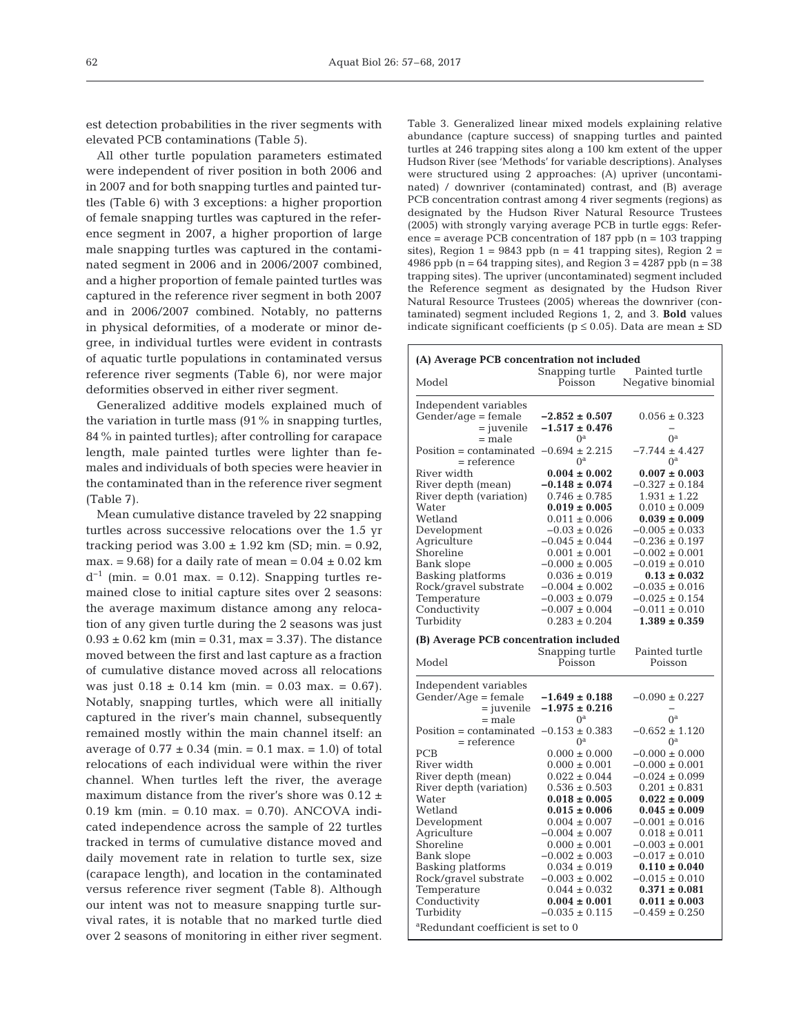est detection probabilities in the river segments with elevated PCB contaminations (Table 5).

All other turtle population parameters estimated were independent of river position in both 2006 and in 2007 and for both snapping turtles and painted turtles (Table 6) with 3 exceptions: a higher proportion of female snapping turtles was captured in the reference segment in 2007, a higher proportion of large male snapping turtles was captured in the contaminated segment in 2006 and in 2006/2007 combined, and a higher proportion of female painted turtles was captured in the reference river segment in both 2007 and in 2006/2007 combined. Notably, no patterns in physical deformities, of a moderate or minor degree, in individual turtles were evident in contrasts of aquatic turtle populations in contaminated versus reference river segments (Table 6), nor were major deformities observed in either river segment.

Generalized additive models explained much of the variation in turtle mass (91% in snapping turtles, 84% in painted turtles); after controlling for carapace length, male painted turtles were lighter than females and individuals of both species were heavier in the contaminated than in the reference river segment (Table 7).

Mean cumulative distance traveled by 22 snapping turtles across successive relocations over the 1.5 yr tracking period was $3.00 \pm 1.92$ km (SD; min. = 0.92, max. = 9.68) for a daily rate of mean = $0.04 \pm 0.02$ km $d^{-1}$ (min. = 0.01 max. = 0.12). Snapping turtles remained close to initial capture sites over 2 seasons: the average maximum distance among any relocation of any given turtle during the 2 seasons was just $0.93 \pm 0.62$ km (min = 0.31, max = 3.37). The distance moved between the first and last capture as a fraction of cumulative distance moved across all relocations was just $0.18 \pm 0.14$ km (min. = 0.03 max. = 0.67). Notably, snapping turtles, which were all initially captured in the river's main channel, subsequently remained mostly within the main channel itself: an average of $0.77 \pm 0.34$ (min. = 0.1 max. = 1.0) of total relocations of each individual were within the river channel. When turtles left the river, the average maximum distance from the river's shore was $0.12 \pm 0.19$ km (min. = 0.10 max. = 0.70). ANCOVA indicated independence across the sample of 22 turtles tracked in terms of cumulative distance moved and daily movement rate in relation to turtle sex, size (carapace length), and location in the contaminated versus reference river segment (Table 8). Although our intent was not to measure snapping turtle survival rates, it is notable that no marked turtle died over 2 seasons of monitoring in either river segment.

Table 3. Generalized linear mixed models explaining relative abundance (capture success) of snapping turtles and painted turtles at 246 trapping sites along a 100 km extent of the upper Hudson River (see 'Methods' for variable descriptions). Analyses were structured using 2 approaches: (A) upriver (uncontaminated) / downriver (contaminated) contrast, and (B) average PCB concentration contrast among 4 river segments (regions) as designated by the Hudson River Natural Resource Trustees (2005) with strongly varying average PCB in turtle eggs: Reference = average PCB concentration of 187 ppb (n = 103 trapping sites), Region 1 = 9843 ppb (n = 41 trapping sites), Region 2 = 4986 ppb (n = 64 trapping sites), and Region 3 = 4287 ppb (n = 38 trapping sites). The upriver (uncontaminated) segment included the Reference segment as designated by the Hudson River Natural Resource Trustees (2005) whereas the downriver (contaminated) segment included Regions 1, 2, and 3. **Bold** values indicate significant coefficients ($p \leq 0.05$). Data are mean ± SD

| **(A) Average PCB concentration not included** | | |
|---|---|---|
| Model | Snapping turtle Poisson | Painted turtle Negative binomial |
| Independent variables | | |
| Gender/age = female | **−2.852 ± 0.507** | 0.056 ± 0.323 |
| = juvenile | **−1.517 ± 0.476** | – |
| = male | 0[a] | 0[a] |
| Position = contaminated | −0.694 ± 2.215 | −7.744 ± 4.427 |
| = reference | 0[a] | 0[a] |
| River width | **0.004 ± 0.002** | **0.007 ± 0.003** |
| River depth (mean) | **−0.148 ± 0.074** | −0.327 ± 0.184 |
| River depth (variation) | 0.746 ± 0.785 | 1.931 ± 1.22 |
| Water | **0.019 ± 0.005** | 0.010 ± 0.009 |
| Wetland | 0.011 ± 0.006 | **0.039 ± 0.009** |
| Development | −0.03 ± 0.026 | −0.005 ± 0.033 |
| Agriculture | −0.045 ± 0.044 | −0.236 ± 0.197 |
| Shoreline | 0.001 ± 0.001 | −0.002 ± 0.001 |
| Bank slope | −0.000 ± 0.005 | −0.019 ± 0.010 |
| Basking platforms | 0.036 ± 0.019 | **0.13 ± 0.032** |
| Rock/gravel substrate | −0.004 ± 0.002 | −0.035 ± 0.016 |
| Temperature | −0.003 ± 0.079 | −0.025 ± 0.154 |
| Conductivity | −0.007 ± 0.004 | −0.011 ± 0.010 |
| Turbidity | 0.283 ± 0.204 | **1.389 ± 0.359** |
| **(B) Average PCB concentration included** | | |
| Model | Snapping turtle Poisson | Painted turtle Poisson |
| Independent variables | | |
| Gender/Age = female | **−1.649 ± 0.188** | −0.090 ± 0.227 |
| = juvenile | **−1.975 ± 0.216** | – |
| = male | 0[a] | 0[a] |
| Position = contaminated | −0.153 ± 0.383 | −0.652 ± 1.120 |
| = reference | 0[a] | 0[a] |
| PCB | 0.000 ± 0.000 | −0.000 ± 0.000 |
| River width | 0.000 ± 0.001 | −0.000 ± 0.001 |
| River depth (mean) | 0.022 ± 0.044 | −0.024 ± 0.099 |
| River depth (variation) | 0.536 ± 0.503 | 0.201 ± 0.831 |
| Water | **0.018 ± 0.005** | **0.022 ± 0.009** |
| Wetland | **0.015 ± 0.006** | **0.045 ± 0.009** |
| Development | 0.004 ± 0.007 | −0.001 ± 0.016 |
| Agriculture | −0.004 ± 0.007 | 0.018 ± 0.011 |
| Shoreline | 0.000 ± 0.001 | −0.003 ± 0.001 |
| Bank slope | −0.002 ± 0.003 | −0.017 ± 0.010 |
| Basking platforms | 0.034 ± 0.019 | **0.110 ± 0.040** |
| Rock/gravel substrate | −0.003 ± 0.002 | −0.015 ± 0.010 |
| Temperature | 0.044 ± 0.032 | **0.371 ± 0.081** |
| Conductivity | **0.004 ± 0.001** | **0.011 ± 0.003** |
| Turbidity | −0.035 ± 0.115 | −0.459 ± 0.250 |

[a]Redundant coefficient is set to 0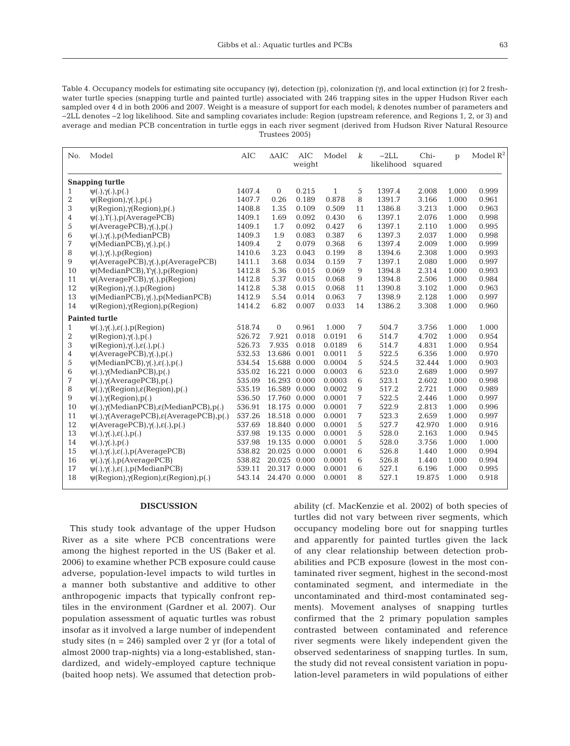Table 4. Occupancy models for estimating site occupancy (ψ), detection (p), colonization (γ), and local extinction (ε) for 2 freshwater turtle species (snapping turtle and painted turtle) associated with 246 trapping sites in the upper Hudson River each sampled over 4 d in both 2006 and 2007. Weight is a measure of support for each model; *k* denotes number of parameters and −2LL denotes −2 log likelihood. Site and sampling covariates include: Region (upstream reference, and Regions 1, 2, or 3) and average and median PCB concentration in turtle eggs in each river segment (derived from Hudson River Natural Resource Trustees 2005)

| No. | Model | AIC | ΔAIC | AIC weight | Model | *k* | −2LL likelihood | Chi-squared | p | Model $R^2$ |
|---|---|---|---|---|---|---|---|---|---|---|
| **Snapping turtle** | | | | | | | | | | |
| 1 | ψ(.),γ(.),p(.) | 1407.4 | 0 | 0.215 | 1 | 5 | 1397.4 | 2.008 | 1.000 | 0.999 |
| 2 | ψ(Region),γ(.),p(.) | 1407.7 | 0.26 | 0.189 | 0.878 | 8 | 1391.7 | 3.166 | 1.000 | 0.961 |
| 3 | ψ(Region),γ(Region),p(.) | 1408.8 | 1.35 | 0.109 | 0.509 | 11 | 1386.8 | 3.213 | 1.000 | 0.963 |
| 4 | ψ(.),ϒ(.),p(AveragePCB) | 1409.1 | 1.69 | 0.092 | 0.430 | 6 | 1397.1 | 2.076 | 1.000 | 0.998 |
| 5 | ψ(AveragePCB),γ(.),p(.) | 1409.1 | 1.7 | 0.092 | 0.427 | 6 | 1397.1 | 2.110 | 1.000 | 0.995 |
| 6 | ψ(.),γ(.),p(MedianPCB) | 1409.3 | 1.9 | 0.083 | 0.387 | 6 | 1397.3 | 2.037 | 1.000 | 0.998 |
| 7 | ψ(MedianPCB),γ(.),p(.) | 1409.4 | 2 | 0.079 | 0.368 | 6 | 1397.4 | 2.009 | 1.000 | 0.999 |
| 8 | ψ(.),γ(.),p(Region) | 1410.6 | 3.23 | 0.043 | 0.199 | 8 | 1394.6 | 2.308 | 1.000 | 0.993 |
| 9 | ψ(AveragePCB),γ(.),p(AveragePCB) | 1411.1 | 3.68 | 0.034 | 0.159 | 7 | 1397.1 | 2.080 | 1.000 | 0.997 |
| 10 | ψ(MedianPCB),ϒγ(.),p(Region) | 1412.8 | 5.36 | 0.015 | 0.069 | 9 | 1394.8 | 2.314 | 1.000 | 0.993 |
| 11 | ψ(AveragePCB),γ(.),p(Region) | 1412.8 | 5.37 | 0.015 | 0.068 | 9 | 1394.8 | 2.506 | 1.000 | 0.984 |
| 12 | ψ(Region),γ(.),p(Region) | 1412.8 | 5.38 | 0.015 | 0.068 | 11 | 1390.8 | 3.102 | 1.000 | 0.963 |
| 13 | ψ(MedianPCB),γ(.),p(MedianPCB) | 1412.9 | 5.54 | 0.014 | 0.063 | 7 | 1398.9 | 2.128 | 1.000 | 0.997 |
| 14 | ψ(Region),γ(Region),p(Region) | 1414.2 | 6.82 | 0.007 | 0.033 | 14 | 1386.2 | 3.308 | 1.000 | 0.960 |
| **Painted turtle** | | | | | | | | | | |
| 1 | ψ(.),γ(.),ε(.),p(Region) | 518.74 | 0 | 0.961 | 1.000 | 7 | 504.7 | 3.756 | 1.000 | 1.000 |
| 2 | ψ(Region),γ(.),p(.) | 526.72 | 7.921 | 0.018 | 0.0191 | 6 | 514.7 | 4.702 | 1.000 | 0.954 |
| 3 | ψ(Region),γ(.),ε(.),p(.) | 526.73 | 7.935 | 0.018 | 0.0189 | 6 | 514.7 | 4.831 | 1.000 | 0.954 |
| 4 | ψ(AveragePCB),γ(.),p(.) | 532.53 | 13.686 | 0.001 | 0.0011 | 5 | 522.5 | 6.356 | 1.000 | 0.970 |
| 5 | ψ(MedianPCB),γ(.),ε(.),p(.) | 534.54 | 15.688 | 0.000 | 0.0004 | 5 | 524.5 | 32.444 | 1.000 | 0.903 |
| 6 | ψ(.),γ(MedianPCB),p(.) | 535.02 | 16.221 | 0.000 | 0.0003 | 6 | 523.0 | 2.689 | 1.000 | 0.997 |
| 7 | ψ(.),γ(AveragePCB),p(.) | 535.09 | 16.293 | 0.000 | 0.0003 | 6 | 523.1 | 2.602 | 1.000 | 0.998 |
| 8 | ψ(.),γ(Region),ε(Region),p(.) | 535.19 | 16.589 | 0.000 | 0.0002 | 9 | 517.2 | 2.721 | 1.000 | 0.989 |
| 9 | ψ(.),γ(Region),p(.) | 536.50 | 17.760 | 0.000 | 0.0001 | 7 | 522.5 | 2.446 | 1.000 | 0.997 |
| 10 | ψ(.),γ(MedianPCB),ε(MedianPCB),p(.) | 536.91 | 18.175 | 0.000 | 0.0001 | 7 | 522.9 | 2.813 | 1.000 | 0.996 |
| 11 | ψ(.),γ(AveragePCB),ε(AveragePCB),p(.) | 537.26 | 18.518 | 0.000 | 0.0001 | 7 | 523.3 | 2.659 | 1.000 | 0.997 |
| 12 | ψ(AveragePCB),γ(.),ε(.),p(.) | 537.69 | 18.840 | 0.000 | 0.0001 | 5 | 527.7 | 42.970 | 1.000 | 0.916 |
| 13 | ψ(.),γ(.),ε(.),p(.) | 537.98 | 19.135 | 0.000 | 0.0001 | 5 | 528.0 | 2.163 | 1.000 | 0.945 |
| 14 | ψ(.),γ(.),p(.) | 537.98 | 19.135 | 0.000 | 0.0001 | 5 | 528.0 | 3.756 | 1.000 | 1.000 |
| 15 | ψ(.),γ(.),ε(.),p(AveragePCB) | 538.82 | 20.025 | 0.000 | 0.0001 | 6 | 526.8 | 1.440 | 1.000 | 0.994 |
| 16 | ψ(.),γ(.),p(AveragePCB) | 538.82 | 20.025 | 0.000 | 0.0001 | 6 | 526.8 | 1.440 | 1.000 | 0.994 |
| 17 | ψ(.),γ(.),ε(.),p(MedianPCB) | 539.11 | 20.317 | 0.000 | 0.0001 | 6 | 527.1 | 6.196 | 1.000 | 0.995 |
| 18 | ψ(Region),γ(Region),ε(Region),p(.) | 543.14 | 24.470 | 0.000 | 0.0001 | 8 | 527.1 | 19.875 | 1.000 | 0.918 |

## DISCUSSION

This study took advantage of the upper Hudson River as a site where PCB concentrations were among the highest reported in the US (Baker et al. 2006) to examine whether PCB exposure could cause adverse, population-level impacts to wild turtles in a manner both substantive and additive to other anthropogenic impacts that typically confront reptiles in the environment (Gardner et al. 2007). Our population assessment of aquatic turtles was robust insofar as it involved a large number of independent study sites (n = 246) sampled over 2 yr (for a total of almost 2000 trap-nights) via a long-established, standardized, and widely-employed capture technique (baited hoop nets). We assumed that detection probability (cf. MacKenzie et al. 2002) of both species of turtles did not vary between river segments, which occupancy modeling bore out for snapping turtles and apparently for painted turtles given the lack of any clear relationship between detection probabilities and PCB exposure (lowest in the most contaminated river segment, highest in the second-most contaminated segment, and intermediate in the uncontaminated and third-most contaminated segments). Movement analyses of snapping turtles confirmed that the 2 primary population samples contrasted between contaminated and reference river segments were likely independent given the observed sedentariness of snapping turtles. In sum, the study did not reveal consistent variation in population-level parameters in wild populations of either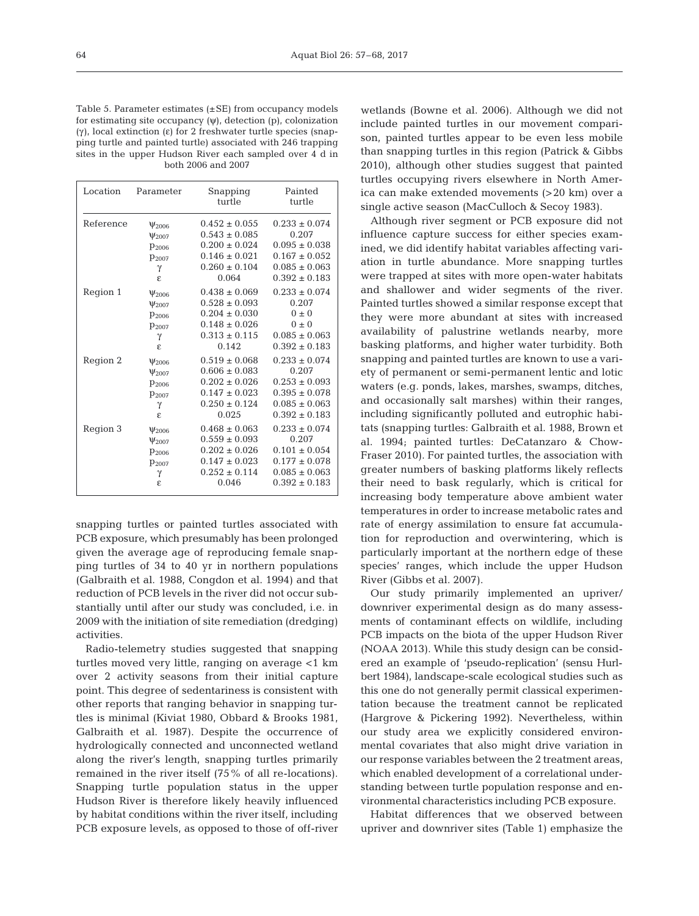Table 5. Parameter estimates (±SE) from occupancy models for estimating site occupancy (ψ), detection (p), colonization (γ), local extinction (ε) for 2 freshwater turtle species (snapping turtle and painted turtle) associated with 246 trapping sites in the upper Hudson River each sampled over 4 d in both 2006 and 2007

| Location | Parameter | Snapping turtle | Painted turtle |
|---|---|---|---|
| Reference | $\psi_{2006}$ | 0.452 ± 0.055 | 0.233 ± 0.074 |
| | $\psi_{2007}$ | 0.543 ± 0.085 | 0.207 |
| | $p_{2006}$ | 0.200 ± 0.024 | 0.095 ± 0.038 |
| | $p_{2007}$ | 0.146 ± 0.021 | 0.167 ± 0.052 |
| | $\gamma$ | 0.260 ± 0.104 | 0.085 ± 0.063 |
| | $\varepsilon$ | 0.064 | 0.392 ± 0.183 |
| Region 1 | $\psi_{2006}$ | 0.438 ± 0.069 | 0.233 ± 0.074 |
| | $\psi_{2007}$ | 0.528 ± 0.093 | 0.207 |
| | $p_{2006}$ | 0.204 ± 0.030 | 0 ± 0 |
| | $p_{2007}$ | 0.148 ± 0.026 | 0 ± 0 |
| | $\gamma$ | 0.313 ± 0.115 | 0.085 ± 0.063 |
| | $\varepsilon$ | 0.142 | 0.392 ± 0.183 |
| Region 2 | $\psi_{2006}$ | 0.519 ± 0.068 | 0.233 ± 0.074 |
| | $\psi_{2007}$ | 0.606 ± 0.083 | 0.207 |
| | $p_{2006}$ | 0.202 ± 0.026 | 0.253 ± 0.093 |
| | $p_{2007}$ | 0.147 ± 0.023 | 0.395 ± 0.078 |
| | $\gamma$ | 0.250 ± 0.124 | 0.085 ± 0.063 |
| | $\varepsilon$ | 0.025 | 0.392 ± 0.183 |
| Region 3 | $\psi_{2006}$ | 0.468 ± 0.063 | 0.233 ± 0.074 |
| | $\psi_{2007}$ | 0.559 ± 0.093 | 0.207 |
| | $p_{2006}$ | 0.202 ± 0.026 | 0.101 ± 0.054 |
| | $p_{2007}$ | 0.147 ± 0.023 | 0.177 ± 0.078 |
| | $\gamma$ | 0.252 ± 0.114 | 0.085 ± 0.063 |
| | $\varepsilon$ | 0.046 | 0.392 ± 0.183 |

snapping turtles or painted turtles associated with PCB exposure, which presumably has been prolonged given the average age of reproducing female snapping turtles of 34 to 40 yr in northern populations (Galbraith et al. 1988, Congdon et al. 1994) and that reduction of PCB levels in the river did not occur substantially until after our study was concluded, i.e. in 2009 with the initiation of site remediation (dredging) activities.

Radio-telemetry studies suggested that snapping turtles moved very little, ranging on average <1 km over 2 activity seasons from their initial capture point. This degree of sedentariness is consistent with other reports that ranging behavior in snapping turtles is minimal (Kiviat 1980, Obbard & Brooks 1981, Galbraith et al. 1987). Despite the occurrence of hydrologically connected and unconnected wetland along the river's length, snapping turtles primarily remained in the river itself (75% of all re-locations). Snapping turtle population status in the upper Hudson River is therefore likely heavily influenced by habitat conditions within the river itself, including PCB exposure levels, as opposed to those of off-river wetlands (Bowne et al. 2006). Although we did not include painted turtles in our movement comparison, painted turtles appear to be even less mobile than snapping turtles in this region (Patrick & Gibbs 2010), although other studies suggest that painted turtles occupying rivers elsewhere in North America can make extended movements (>20 km) over a single active season (MacCulloch & Secoy 1983).

Although river segment or PCB exposure did not influence capture success for either species examined, we did identify habitat variables affecting variation in turtle abundance. More snapping turtles were trapped at sites with more open-water habitats and shallower and wider segments of the river. Painted turtles showed a similar response except that they were more abundant at sites with increased availability of palustrine wetlands nearby, more basking platforms, and higher water turbidity. Both snapping and painted turtles are known to use a variety of permanent or semi-permanent lentic and lotic waters (e.g. ponds, lakes, marshes, swamps, ditches, and occasionally salt marshes) within their ranges, including significantly polluted and eutrophic habitats (snapping turtles: Galbraith et al. 1988, Brown et al. 1994; painted turtles: DeCatanzaro & Chow-Fraser 2010). For painted turtles, the association with greater numbers of basking platforms likely reflects their need to bask regularly, which is critical for increasing body temperature above ambient water temperatures in order to increase metabolic rates and rate of energy assimilation to ensure fat accumulation for reproduction and overwintering, which is particularly important at the northern edge of these species' ranges, which include the upper Hudson River (Gibbs et al. 2007).

Our study primarily implemented an upriver/downriver experimental design as do many assessments of contaminant effects on wildlife, including PCB impacts on the biota of the upper Hudson River (NOAA 2013). While this study design can be considered an example of 'pseudo-replication' (sensu Hurlbert 1984), landscape-scale ecological studies such as this one do not generally permit classical experimentation because the treatment cannot be replicated (Hargrove & Pickering 1992). Nevertheless, within our study area we explicitly considered environmental covariates that also might drive variation in our response variables between the 2 treatment areas, which enabled development of a correlational understanding between turtle population response and environmental characteristics including PCB exposure.

Habitat differences that we observed between upriver and downriver sites (Table 1) emphasize the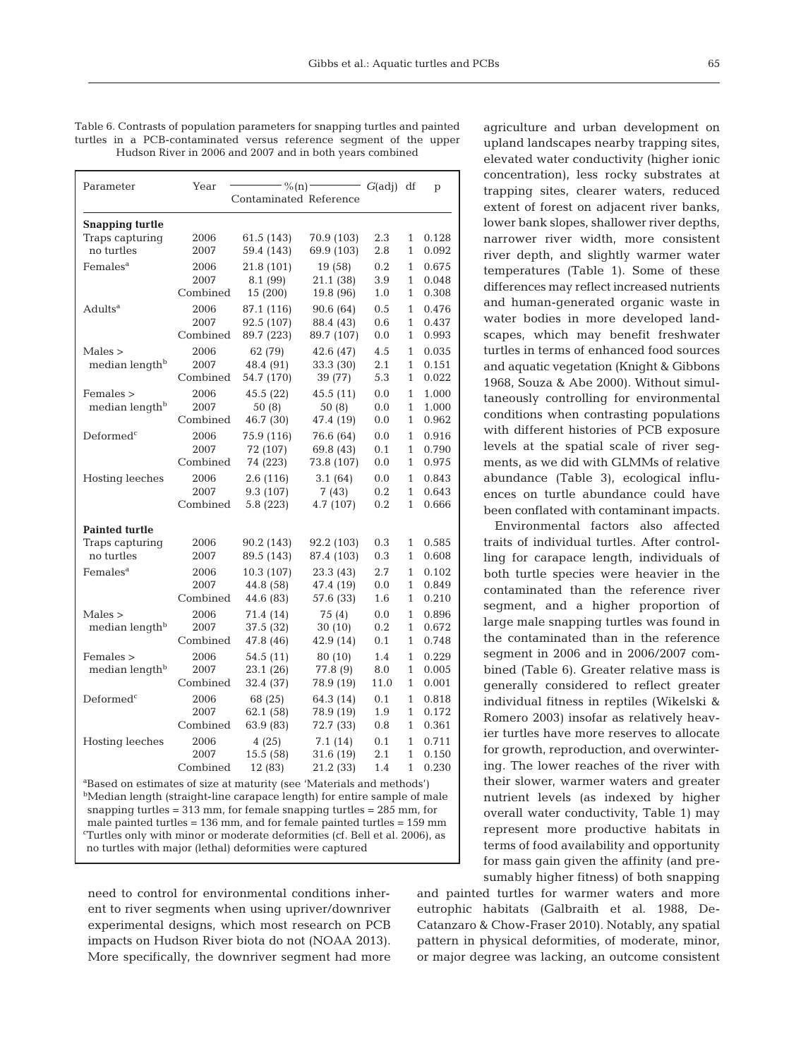Table 6. Contrasts of population parameters for snapping turtles and painted turtles in a PCB-contaminated versus reference segment of the upper Hudson River in 2006 and 2007 and in both years combined

| Parameter | Year | %(n) Contaminated | %(n) Reference | G(adj) | df | p |
|---|---|---|---|---|---|---|
| **Snapping turtle** | | | | | | |
| Traps capturing no turtles | 2006 | 61.5 (143) | 70.9 (103) | 2.3 | 1 | 0.128 |
| | 2007 | 59.4 (143) | 69.9 (103) | 2.8 | 1 | 0.092 |
| Females[a] | 2006 | 21.8 (101) | 19 (58) | 0.2 | 1 | 0.675 |
| | 2007 | 8.1 (99) | 21.1 (38) | 3.9 | 1 | 0.048 |
| | Combined | 15 (200) | 19.8 (96) | 1.0 | 1 | 0.308 |
| Adults[a] | 2006 | 87.1 (116) | 90.6 (64) | 0.5 | 1 | 0.476 |
| | 2007 | 92.5 (107) | 88.4 (43) | 0.6 | 1 | 0.437 |
| | Combined | 89.7 (223) | 89.7 (107) | 0.0 | 1 | 0.993 |
| Males > median length[b] | 2006 | 62 (79) | 42.6 (47) | 4.5 | 1 | 0.035 |
| | 2007 | 48.4 (91) | 33.3 (30) | 2.1 | 1 | 0.151 |
| | Combined | 54.7 (170) | 39 (77) | 5.3 | 1 | 0.022 |
| Females > median length[b] | 2006 | 45.5 (22) | 45.5 (11) | 0.0 | 1 | 1.000 |
| | 2007 | 50 (8) | 50 (8) | 0.0 | 1 | 1.000 |
| | Combined | 46.7 (30) | 47.4 (19) | 0.0 | 1 | 0.962 |
| Deformed[c] | 2006 | 75.9 (116) | 76.6 (64) | 0.0 | 1 | 0.916 |
| | 2007 | 72 (107) | 69.8 (43) | 0.1 | 1 | 0.790 |
| | Combined | 74 (223) | 73.8 (107) | 0.0 | 1 | 0.975 |
| Hosting leeches | 2006 | 2.6 (116) | 3.1 (64) | 0.0 | 1 | 0.843 |
| | 2007 | 9.3 (107) | 7 (43) | 0.2 | 1 | 0.643 |
| | Combined | 5.8 (223) | 4.7 (107) | 0.2 | 1 | 0.666 |
| **Painted turtle** | | | | | | |
| Traps capturing no turtles | 2006 | 90.2 (143) | 92.2 (103) | 0.3 | 1 | 0.585 |
| | 2007 | 89.5 (143) | 87.4 (103) | 0.3 | 1 | 0.608 |
| Females[a] | 2006 | 10.3 (107) | 23.3 (43) | 2.7 | 1 | 0.102 |
| | 2007 | 44.8 (58) | 47.4 (19) | 0.0 | 1 | 0.849 |
| | Combined | 44.6 (83) | 57.6 (33) | 1.6 | 1 | 0.210 |
| Males > median length[b] | 2006 | 71.4 (14) | 75 (4) | 0.0 | 1 | 0.896 |
| | 2007 | 37.5 (32) | 30 (10) | 0.2 | 1 | 0.672 |
| | Combined | 47.8 (46) | 42.9 (14) | 0.1 | 1 | 0.748 |
| Females > median length[b] | 2006 | 54.5 (11) | 80 (10) | 1.4 | 1 | 0.229 |
| | 2007 | 23.1 (26) | 77.8 (9) | 8.0 | 1 | 0.005 |
| | Combined | 32.4 (37) | 78.9 (19) | 11.0 | 1 | 0.001 |
| Deformed[c] | 2006 | 68 (25) | 64.3 (14) | 0.1 | 1 | 0.818 |
| | 2007 | 62.1 (58) | 78.9 (19) | 1.9 | 1 | 0.172 |
| | Combined | 63.9 (83) | 72.7 (33) | 0.8 | 1 | 0.361 |
| Hosting leeches | 2006 | 4 (25) | 7.1 (14) | 0.1 | 1 | 0.711 |
| | 2007 | 15.5 (58) | 31.6 (19) | 2.1 | 1 | 0.150 |
| | Combined | 12 (83) | 21.2 (33) | 1.4 | 1 | 0.230 |

[a]Based on estimates of size at maturity (see 'Materials and methods')
[b]Median length (straight-line carapace length) for entire sample of male snapping turtles = 313 mm, for female snapping turtles = 285 mm, for male painted turtles = 136 mm, and for female painted turtles = 159 mm
[c]Turtles only with minor or moderate deformities (cf. Bell et al. 2006), as no turtles with major (lethal) deformities were captured

need to control for environmental conditions inherent to river segments when using upriver/downriver experimental designs, which most research on PCB impacts on Hudson River biota do not (NOAA 2013). More specifically, the downriver segment had more agriculture and urban development on upland landscapes nearby trapping sites, elevated water conductivity (higher ionic concentration), less rocky substrates at trapping sites, clearer waters, reduced extent of forest on adjacent river banks, lower bank slopes, shallower river depths, narrower river width, more consistent river depth, and slightly warmer water temperatures (Table 1). Some of these differences may reflect increased nutrients and human-generated organic waste in water bodies in more developed landscapes, which may benefit freshwater turtles in terms of enhanced food sources and aquatic vegetation (Knight & Gibbons 1968, Souza & Abe 2000). Without simultaneously controlling for environmental conditions when contrasting populations with different histories of PCB exposure levels at the spatial scale of river segments, as we did with GLMMs of relative abundance (Table 3), ecological influences on turtle abundance could have been conflated with contaminant impacts.

Environmental factors also affected traits of individual turtles. After controlling for carapace length, individuals of both turtle species were heavier in the contaminated than the reference river segment, and a higher proportion of large male snapping turtles was found in the contaminated than in the reference segment in 2006 and in 2006/2007 combined (Table 6). Greater relative mass is generally considered to reflect greater individual fitness in reptiles (Wikelski & Romero 2003) insofar as relatively heavier turtles have more reserves to allocate for growth, reproduction, and overwintering. The lower reaches of the river with their slower, warmer waters and greater nutrient levels (as indexed by higher overall water conductivity, Table 1) may represent more productive habitats in terms of food availability and opportunity for mass gain given the affinity (and presumably higher fitness) of both snapping and painted turtles for warmer waters and more eutrophic habitats (Galbraith et al. 1988, DeCatanzaro & Chow-Fraser 2010). Notably, any spatial pattern in physical deformities, of moderate, minor, or major degree was lacking, an outcome consistent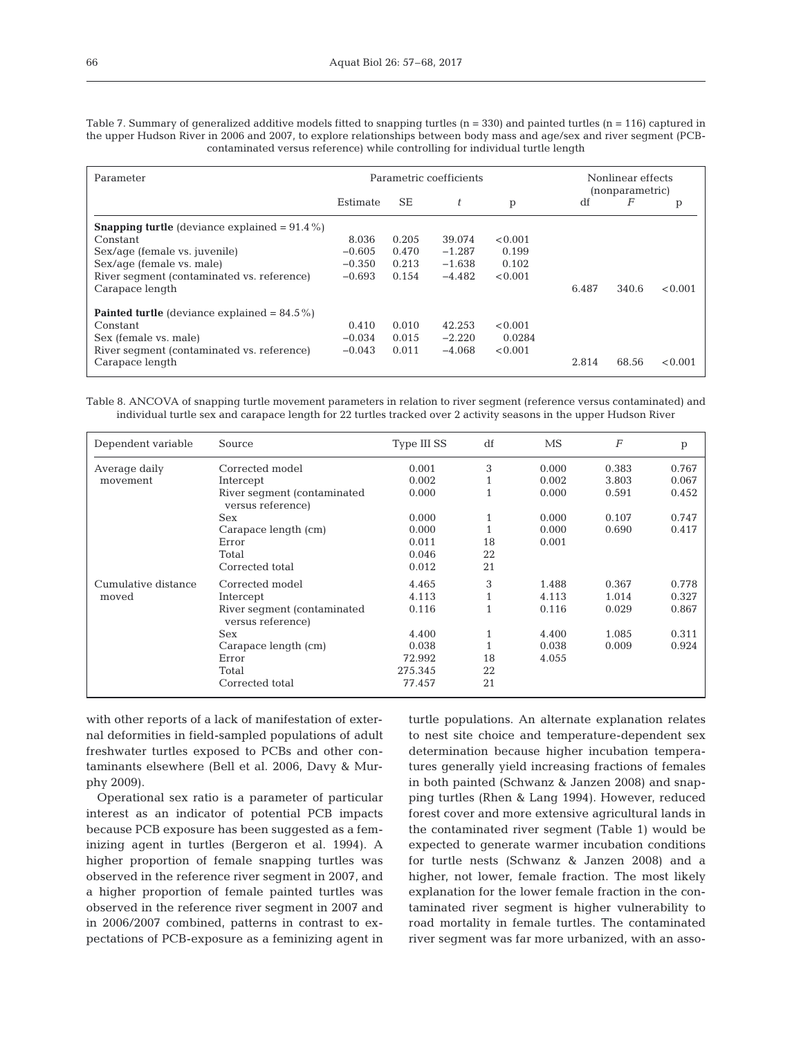Table 7. Summary of generalized additive models fitted to snapping turtles (n = 330) and painted turtles (n = 116) captured in the upper Hudson River in 2006 and 2007, to explore relationships between body mass and age/sex and river segment (PCB-contaminated versus reference) while controlling for individual turtle length

| Parameter | Parametric coefficients | | | | Nonlinear effects (nonparametric) | | |
|---|---|---|---|---|---|---|---|
| | Estimate | SE | $t$ | p | df | $F$ | p |
| **Snapping turtle** (deviance explained = 91.4%) | | | | | | | |
| Constant | 8.036 | 0.205 | 39.074 | <0.001 | | | |
| Sex/age (female vs. juvenile) | −0.605 | 0.470 | −1.287 | 0.199 | | | |
| Sex/age (female vs. male) | −0.350 | 0.213 | −1.638 | 0.102 | | | |
| River segment (contaminated vs. reference) | −0.693 | 0.154 | −4.482 | <0.001 | | | |
| Carapace length | | | | | 6.487 | 340.6 | <0.001 |
| **Painted turtle** (deviance explained = 84.5%) | | | | | | | |
| Constant | 0.410 | 0.010 | 42.253 | <0.001 | | | |
| Sex (female vs. male) | −0.034 | 0.015 | −2.220 | 0.0284 | | | |
| River segment (contaminated vs. reference) | −0.043 | 0.011 | −4.068 | <0.001 | | | |
| Carapace length | | | | | 2.814 | 68.56 | <0.001 |

Table 8. ANCOVA of snapping turtle movement parameters in relation to river segment (reference versus contaminated) and individual turtle sex and carapace length for 22 turtles tracked over 2 activity seasons in the upper Hudson River

| Dependent variable | Source | Type III SS | df | MS | $F$ | p |
|---|---|---|---|---|---|---|
| Average daily movement | Corrected model | 0.001 | 3 | 0.000 | 0.383 | 0.767 |
| | Intercept | 0.002 | 1 | 0.002 | 3.803 | 0.067 |
| | River segment (contaminated versus reference) | 0.000 | 1 | 0.000 | 0.591 | 0.452 |
| | Sex | 0.000 | 1 | 0.000 | 0.107 | 0.747 |
| | Carapace length (cm) | 0.000 | 1 | 0.000 | 0.690 | 0.417 |
| | Error | 0.011 | 18 | 0.001 | | |
| | Total | 0.046 | 22 | | | |
| | Corrected total | 0.012 | 21 | | | |
| Cumulative distance moved | Corrected model | 4.465 | 3 | 1.488 | 0.367 | 0.778 |
| | Intercept | 4.113 | 1 | 4.113 | 1.014 | 0.327 |
| | River segment (contaminated versus reference) | 0.116 | 1 | 0.116 | 0.029 | 0.867 |
| | Sex | 4.400 | 1 | 4.400 | 1.085 | 0.311 |
| | Carapace length (cm) | 0.038 | 1 | 0.038 | 0.009 | 0.924 |
| | Error | 72.992 | 18 | 4.055 | | |
| | Total | 275.345 | 22 | | | |
| | Corrected total | 77.457 | 21 | | | |

with other reports of a lack of manifestation of external deformities in field-sampled populations of adult freshwater turtles exposed to PCBs and other contaminants elsewhere (Bell et al. 2006, Davy & Murphy 2009).

Operational sex ratio is a parameter of particular interest as an indicator of potential PCB impacts because PCB exposure has been suggested as a feminizing agent in turtles (Bergeron et al. 1994). A higher proportion of female snapping turtles was observed in the reference river segment in 2007, and a higher proportion of female painted turtles was observed in the reference river segment in 2007 and in 2006/2007 combined, patterns in contrast to expectations of PCB-exposure as a feminizing agent in turtle populations. An alternate explanation relates to nest site choice and temperature-dependent sex determination because higher incubation temperatures generally yield increasing fractions of females in both painted (Schwanz & Janzen 2008) and snapping turtles (Rhen & Lang 1994). However, reduced forest cover and more extensive agricultural lands in the contaminated river segment (Table 1) would be expected to generate warmer incubation conditions for turtle nests (Schwanz & Janzen 2008) and a higher, not lower, female fraction. The most likely explanation for the lower female fraction in the contaminated river segment is higher vulnerability to road mortality in female turtles. The contaminated river segment was far more urbanized, with an asso-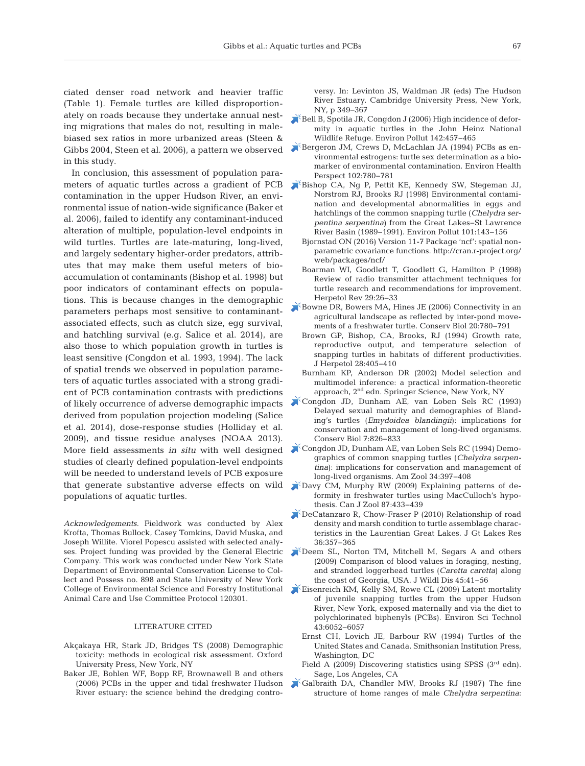ciated denser road network and heavier traffic (Table 1). Female turtles are killed disproportionately on roads because they undertake annual nesting migrations that males do not, resulting in male-biased sex ratios in more urbanized areas (Steen & Gibbs 2004, Steen et al. 2006), a pattern we observed in this study.

In conclusion, this assessment of population parameters of aquatic turtles across a gradient of PCB contamination in the upper Hudson River, an environmental issue of nation-wide significance (Baker et al. 2006), failed to identify any contaminant-induced alteration of multiple, population-level endpoints in wild turtles. Turtles are late-maturing, long-lived, and largely sedentary higher-order predators, attributes that may make them useful meters of bioaccumulation of contaminants (Bishop et al. 1998) but poor indicators of contaminant effects on populations. This is because changes in the demographic parameters perhaps most sensitive to contaminant-associated effects, such as clutch size, egg survival, and hatchling survival (e.g. Salice et al. 2014), are also those to which population growth in turtles is least sensitive (Congdon et al. 1993, 1994). The lack of spatial trends we observed in population parameters of aquatic turtles associated with a strong gradient of PCB contamination contrasts with predictions of likely occurrence of adverse demographic impacts derived from population projection modeling (Salice et al. 2014), dose-response studies (Holliday et al. 2009), and tissue residue analyses (NOAA 2013). More field assessments *in situ* with well designed studies of clearly defined population-level endpoints will be needed to understand levels of PCB exposure that generate substantive adverse effects on wild populations of aquatic turtles.

*Acknowledgements*. Fieldwork was conducted by Alex Krofta, Thomas Bullock, Casey Tomkins, David Muska, and Joseph Willite. Viorel Popescu assisted with selected analyses. Project funding was provided by the General Electric Company. This work was conducted under New York State Department of Environmental Conservation License to Collect and Possess no. 898 and State University of New York College of Environmental Science and Forestry Institutional Animal Care and Use Committee Protocol 120301.

## LITERATURE CITED

Akçakaya HR, Stark JD, Bridges TS (2008) Demographic toxicity: methods in ecological risk assessment. Oxford University Press, New York, NY

Baker JE, Bohlen WF, Bopp RF, Brownawell B and others (2006) PCBs in the upper and tidal freshwater Hudson River estuary: the science behind the dredging controversy. In: Levinton JS, Waldman JR (eds) The Hudson River Estuary. Cambridge University Press, New York, NY, p 349–367

Bell B, Spotila JR, Congdon J (2006) High incidence of deformity in aquatic turtles in the John Heinz National Wildlife Refuge. Environ Pollut 142:457–465

Bergeron JM, Crews D, McLachlan JA (1994) PCBs as environmental estrogens: turtle sex determination as a biomarker of environmental contamination. Environ Health Perspect 102:780–781

Bishop CA, Ng P, Pettit KE, Kennedy SW, Stegeman JJ, Norstrom RJ, Brooks RJ (1998) Environmental contamination and developmental abnormalities in eggs and hatchlings of the common snapping turtle (*Chelydra serpentina serpentina*) from the Great Lakes–St Lawrence River Basin (1989–1991). Environ Pollut 101:143–156

Bjornstad ON (2016) Version 11-7 Package 'ncf': spatial nonparametric covariance functions. http://cran.r-project.org/web/packages/ncf/

Boarman WI, Goodlett T, Goodlett G, Hamilton P (1998) Review of radio transmitter attachment techniques for turtle research and recommendations for improvement. Herpetol Rev 29:26–33

Bowne DR, Bowers MA, Hines JE (2006) Connectivity in an agricultural landscape as reflected by inter-pond movements of a freshwater turtle. Conserv Biol 20:780–791

Brown GP, Bishop, CA, Brooks, RJ (1994) Growth rate, reproductive output, and temperature selection of snapping turtles in habitats of different productivities. J Herpetol 28:405–410

Burnham KP, Anderson DR (2002) Model selection and multimodel inference: a practical information-theoretic approach, 2nd edn. Springer Science, New York, NY

Congdon JD, Dunham AE, van Loben Sels RC (1993) Delayed sexual maturity and demographies of Blanding's turtles (*Emydoidea blandingii*): implications for conservation and management of long-lived organisms. Conserv Biol 7:826–833

Congdon JD, Dunham AE, van Loben Sels RC (1994) Demographics of common snapping turtles (*Chelydra serpentina*): implications for conservation and management of long-lived organisms. Am Zool 34:397–408

Davy CM, Murphy RW (2009) Explaining patterns of deformity in freshwater turtles using MacCulloch's hypothesis. Can J Zool 87:433–439

DeCatanzaro R, Chow-Fraser P (2010) Relationship of road density and marsh condition to turtle assemblage characteristics in the Laurentian Great Lakes. J Gt Lakes Res 36:357–365

Deem SL, Norton TM, Mitchell M, Segars A and others (2009) Comparison of blood values in foraging, nesting, and stranded loggerhead turtles (*Caretta caretta*) along the coast of Georgia, USA. J Wildl Dis 45:41–56

Eisenreich KM, Kelly SM, Rowe CL (2009) Latent mortality of juvenile snapping turtles from the upper Hudson River, New York, exposed maternally and via the diet to polychlorinated biphenyls (PCBs). Environ Sci Technol 43:6052–6057

Ernst CH, Lovich JE, Barbour RW (1994) Turtles of the United States and Canada. Smithsonian Institution Press, Washington, DC

Field A (2009) Discovering statistics using SPSS (3rd edn). Sage, Los Angeles, CA

Galbraith DA, Chandler MW, Brooks RJ (1987) The fine structure of home ranges of male *Chelydra serpentina*: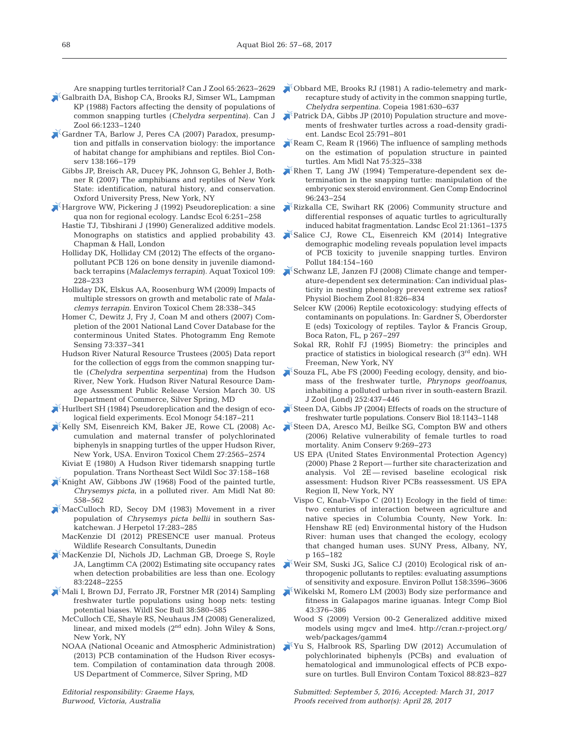Are snapping turtles territorial? Can J Zool 65:2623–2629

Galbraith DA, Bishop CA, Brooks RJ, Simser WL, Lampman KP (1988) Factors affecting the density of populations of common snapping turtles (*Chelydra serpentina*). Can J Zool 66:1233–1240

Gardner TA, Barlow J, Peres CA (2007) Paradox, presumption and pitfalls in conservation biology: the importance of habitat change for amphibians and reptiles. Biol Conserv 138:166–179

Gibbs JP, Breisch AR, Ducey PK, Johnson G, Behler J, Bothner R (2007) The amphibians and reptiles of New York State: identification, natural history, and conservation. Oxford University Press, New York, NY

Hargrove WW, Pickering J (1992) Pseudoreplication: a sine qua non for regional ecology. Landsc Ecol 6:251–258

Hastie TJ, Tibshirani J (1990) Generalized additive models. Monographs on statistics and applied probability 43. Chapman & Hall, London

Holliday DK, Holliday CM (2012) The effects of the organopollutant PCB 126 on bone density in juvenile diamondback terrapins (*Malaclemys terrapin*). Aquat Toxicol 109: 228–233

Holliday DK, Elskus AA, Roosenburg WM (2009) Impacts of multiple stressors on growth and metabolic rate of *Malaclemys terrapin.* Environ Toxicol Chem 28:338–345

Homer C, Dewitz J, Fry J, Coan M and others (2007) Completion of the 2001 National Land Cover Database for the conterminous United States. Photogramm Eng Remote Sensing 73:337–341

Hudson River Natural Resource Trustees (2005) Data report for the collection of eggs from the common snapping turtle (*Chelydra serpentina serpentina*) from the Hudson River, New York. Hudson River Natural Resource Damage Assessment Public Release Version March 30. US Department of Commerce, Silver Spring, MD

Hurlbert SH (1984) Pseudoreplication and the design of ecological field experiments. Ecol Monogr 54:187–211

Kelly SM, Eisenreich KM, Baker JE, Rowe CL (2008) Accumulation and maternal transfer of polychlorinated biphenyls in snapping turtles of the upper Hudson River, New York, USA. Environ Toxicol Chem 27:2565–2574

Kiviat E (1980) A Hudson River tidemarsh snapping turtle population. Trans Northeast Sect Wildl Soc 37:158–168

Knight AW, Gibbons JW (1968) Food of the painted turtle, *Chrysemys picta*, in a polluted river. Am Midl Nat 80: 558–562

MacCulloch RD, Secoy DM (1983) Movement in a river population of *Chrysemys picta bellii* in southern Saskatchewan. J Herpetol 17:283–285

MacKenzie DI (2012) PRESENCE user manual. Proteus Wildlife Research Consultants, Dunedin

MacKenzie DI, Nichols JD, Lachman GB, Droege S, Royle JA, Langtimm CA (2002) Estimating site occupancy rates when detection probabilities are less than one. Ecology 83:2248–2255

Mali I, Brown DJ, Ferrato JR, Forstner MR (2014) Sampling freshwater turtle populations using hoop nets: testing potential biases. Wildl Soc Bull 38:580–585

McCulloch CE, Shayle RS, Neuhaus JM (2008) Generalized, linear, and mixed models (2nd edn). John Wiley & Sons, New York, NY

NOAA (National Oceanic and Atmospheric Administration) (2013) PCB contamination of the Hudson River ecosystem. Compilation of contamination data through 2008. US Department of Commerce, Silver Spring, MD

Obbard ME, Brooks RJ (1981) A radio-telemetry and mark-recapture study of activity in the common snapping turtle, *Chelydra serpentina.* Copeia 1981:630–637

Patrick DA, Gibbs JP (2010) Population structure and movements of freshwater turtles across a road-density gradient. Landsc Ecol 25:791–801

Ream C, Ream R (1966) The influence of sampling methods on the estimation of population structure in painted turtles. Am Midl Nat 75:325–338

Rhen T, Lang JW (1994) Temperature-dependent sex determination in the snapping turtle: manipulation of the embryonic sex steroid environment. Gen Comp Endocrinol 96:243–254

Rizkalla CE, Swihart RK (2006) Community structure and differential responses of aquatic turtles to agriculturally induced habitat fragmentation. Landsc Ecol 21:1361–1375

Salice CJ, Rowe CL, Eisenreich KM (2014) Integrative demographic modeling reveals population level impacts of PCB toxicity to juvenile snapping turtles. Environ Pollut 184:154–160

Schwanz LE, Janzen FJ (2008) Climate change and temperature-dependent sex determination: Can individual plasticity in nesting phenology prevent extreme sex ratios? Physiol Biochem Zool 81:826–834

Selcer KW (2006) Reptile ecotoxicology: studying effects of contaminants on populations. In: Gardner S, Oberdorster E (eds) Toxicology of reptiles. Taylor & Francis Group, Boca Raton, FL, p 267–297

Sokal RR, Rohlf FJ (1995) Biometry: the principles and practice of statistics in biological research (3rd edn). WH Freeman, New York, NY

Souza FL, Abe FS (2000) Feeding ecology, density, and biomass of the freshwater turtle, *Phrynops geoffoanus*, inhabiting a polluted urban river in south-eastern Brazil. J Zool (Lond) 252:437–446

Steen DA, Gibbs JP (2004) Effects of roads on the structure of freshwater turtle populations. Conserv Biol 18:1143–1148

Steen DA, Aresco MJ, Beilke SG, Compton BW and others (2006) Relative vulnerability of female turtles to road mortality. Anim Conserv 9:269–273

US EPA (United States Environmental Protection Agency) (2000) Phase 2 Report — further site characterization and analysis. Vol 2E — revised baseline ecological risk assessment: Hudson River PCBs reassessment. US EPA Region II, New York, NY

Vispo C, Knab-Vispo C (2011) Ecology in the field of time: two centuries of interaction between agriculture and native species in Columbia County, New York. In: Henshaw RE (ed) Environmental history of the Hudson River: human uses that changed the ecology, ecology that changed human uses. SUNY Press, Albany, NY, p 165–182

Weir SM, Suski JG, Salice CJ (2010) Ecological risk of anthropogenic pollutants to reptiles: evaluating assumptions of sensitivity and exposure. Environ Pollut 158:3596–3606

Wikelski M, Romero LM (2003) Body size performance and fitness in Galapagos marine iguanas. Integr Comp Biol 43:376–386

Wood S (2009) Version 00-2 Generalized additive mixed models using mgcv and lme4. http://cran.r-project.org/web/packages/gamm4

Yu S, Halbrook RS, Sparling DW (2012) Accumulation of polychlorinated biphenyls (PCBs) and evaluation of hematological and immunological effects of PCB exposure on turtles. Bull Environ Contam Toxicol 88:823–827

*Editorial responsibility: Graeme Hays, Burwood, Victoria, Australia*

*Submitted: September 5, 2016; Accepted: March 31, 2017*
*Proofs received from author(s): April 28, 2017*